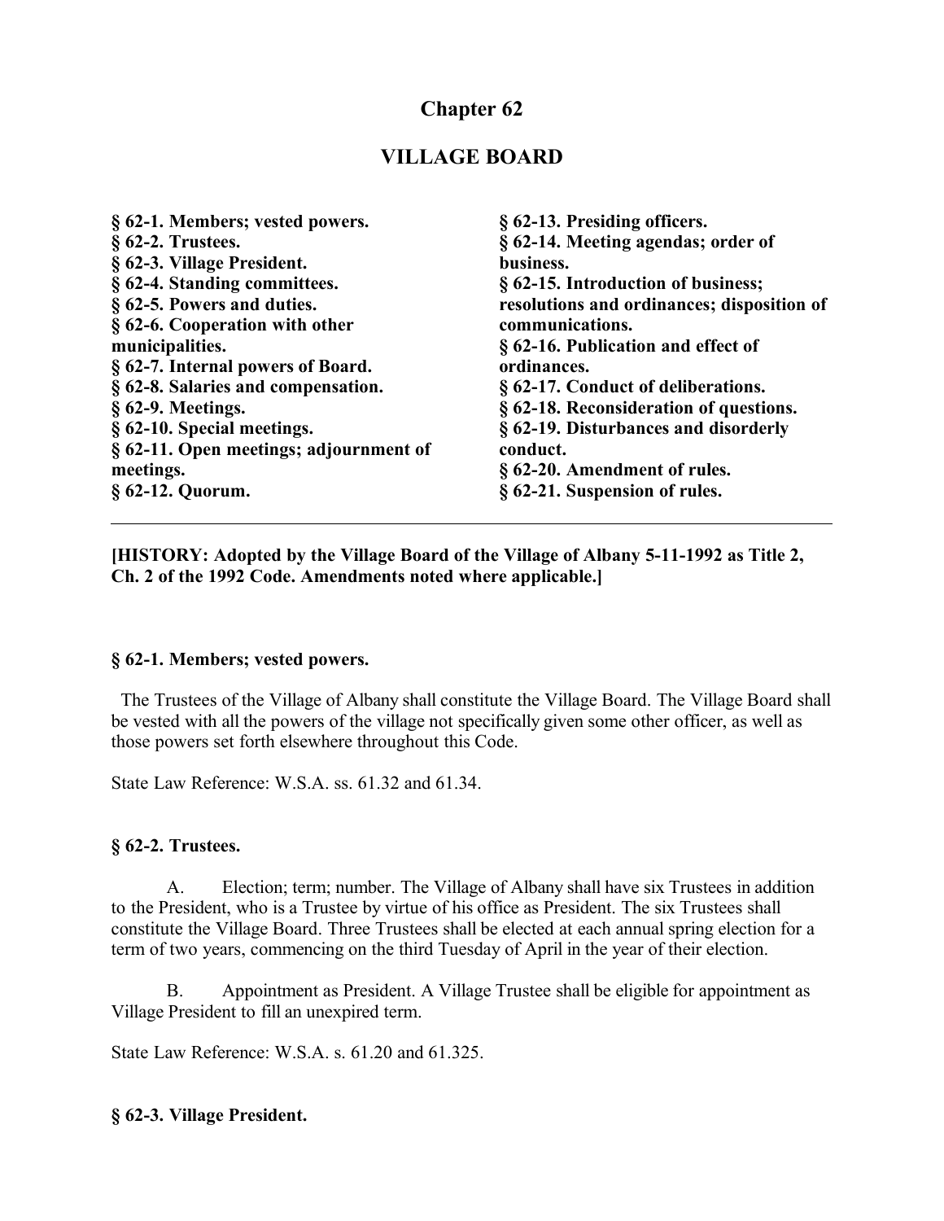# Chapter 62

# VILLAGE BOARD

**§ 62-1. Members; vested powers.**
**§ 62-2. Trustees.**
**§ 62-3. Village President.**
**§ 62-4. Standing committees.**
**§ 62-5. Powers and duties.**
**§ 62-6. Cooperation with other municipalities.**
**§ 62-7. Internal powers of Board.**
**§ 62-8. Salaries and compensation.**
**§ 62-9. Meetings.**
**§ 62-10. Special meetings.**
**§ 62-11. Open meetings; adjournment of meetings.**
**§ 62-12. Quorum.**
**§ 62-13. Presiding officers.**
**§ 62-14. Meeting agendas; order of business.**
**§ 62-15. Introduction of business; resolutions and ordinances; disposition of communications.**
**§ 62-16. Publication and effect of ordinances.**
**§ 62-17. Conduct of deliberations.**
**§ 62-18. Reconsideration of questions.**
**§ 62-19. Disturbances and disorderly conduct.**
**§ 62-20. Amendment of rules.**
**§ 62-21. Suspension of rules.**

---

**[HISTORY: Adopted by the Village Board of the Village of Albany 5-11-1992 as Title 2, Ch. 2 of the 1992 Code. Amendments noted where applicable.]**

### § 62-1. Members; vested powers.

The Trustees of the Village of Albany shall constitute the Village Board. The Village Board shall be vested with all the powers of the village not specifically given some other officer, as well as those powers set forth elsewhere throughout this Code.

State Law Reference: W.S.A. ss. 61.32 and 61.34.

### § 62-2. Trustees.

A. Election; term; number. The Village of Albany shall have six Trustees in addition to the President, who is a Trustee by virtue of his office as President. The six Trustees shall constitute the Village Board. Three Trustees shall be elected at each annual spring election for a term of two years, commencing on the third Tuesday of April in the year of their election.

B. Appointment as President. A Village Trustee shall be eligible for appointment as Village President to fill an unexpired term.

State Law Reference: W.S.A. s. 61.20 and 61.325.

### § 62-3. Village President.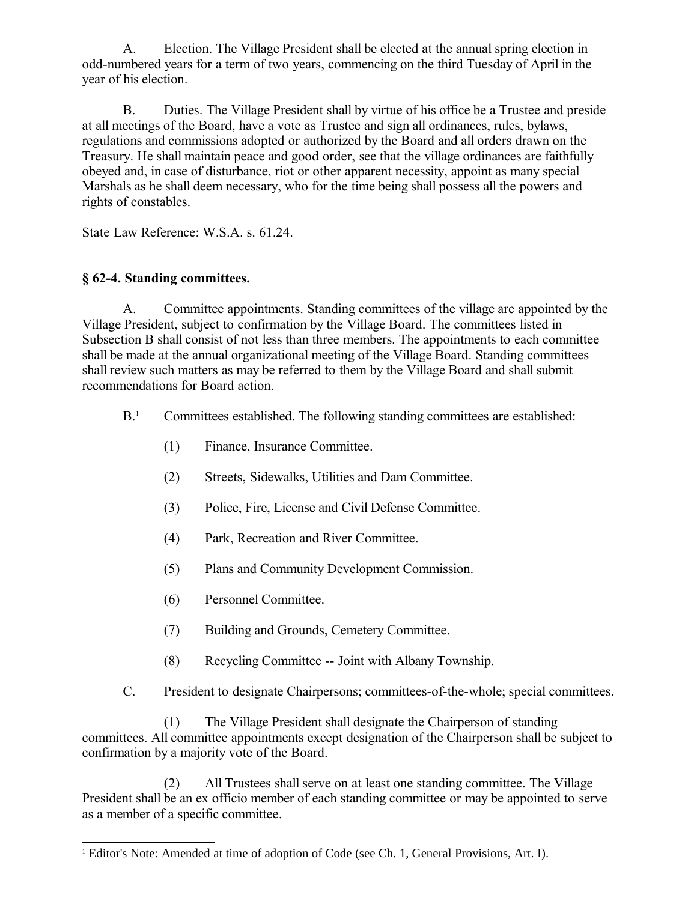A. Election. The Village President shall be elected at the annual spring election in odd-numbered years for a term of two years, commencing on the third Tuesday of April in the year of his election.

B. Duties. The Village President shall by virtue of his office be a Trustee and preside at all meetings of the Board, have a vote as Trustee and sign all ordinances, rules, bylaws, regulations and commissions adopted or authorized by the Board and all orders drawn on the Treasury. He shall maintain peace and good order, see that the village ordinances are faithfully obeyed and, in case of disturbance, riot or other apparent necessity, appoint as many special Marshals as he shall deem necessary, who for the time being shall possess all the powers and rights of constables.

State Law Reference: W.S.A. s. 61.24.

### § 62-4. Standing committees.

A. Committee appointments. Standing committees of the village are appointed by the Village President, subject to confirmation by the Village Board. The committees listed in Subsection B shall consist of not less than three members. The appointments to each committee shall be made at the annual organizational meeting of the Village Board. Standing committees shall review such matters as may be referred to them by the Village Board and shall submit recommendations for Board action.

B.[1] Committees established. The following standing committees are established:

(1) Finance, Insurance Committee.

(2) Streets, Sidewalks, Utilities and Dam Committee.

(3) Police, Fire, License and Civil Defense Committee.

(4) Park, Recreation and River Committee.

(5) Plans and Community Development Commission.

(6) Personnel Committee.

(7) Building and Grounds, Cemetery Committee.

(8) Recycling Committee -- Joint with Albany Township.

C. President to designate Chairpersons; committees-of-the-whole; special committees.

(1) The Village President shall designate the Chairperson of standing committees. All committee appointments except designation of the Chairperson shall be subject to confirmation by a majority vote of the Board.

(2) All Trustees shall serve on at least one standing committee. The Village President shall be an ex officio member of each standing committee or may be appointed to serve as a member of a specific committee.

[1] Editor's Note: Amended at time of adoption of Code (see Ch. 1, General Provisions, Art. I).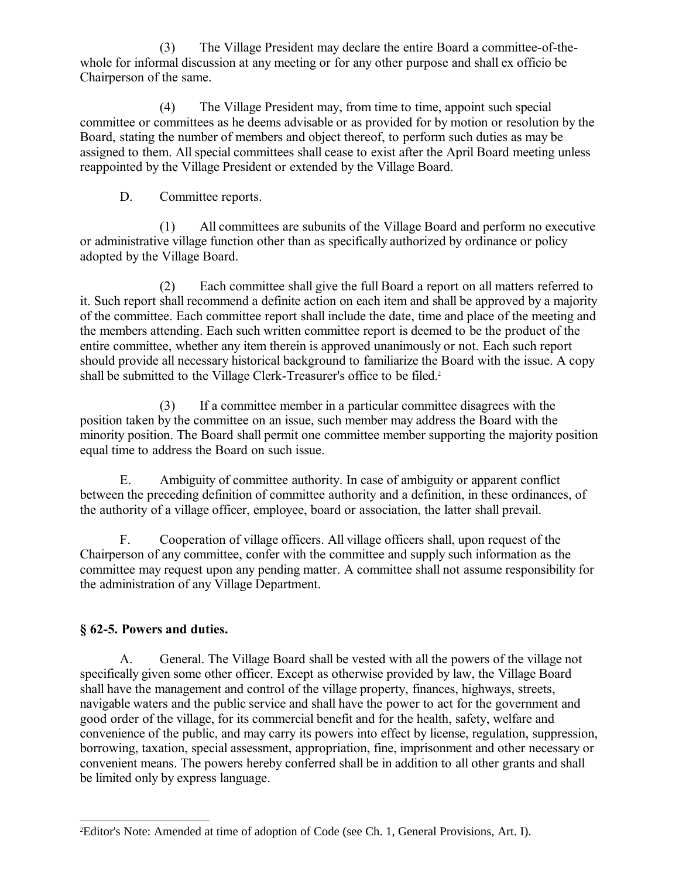(3) The Village President may declare the entire Board a committee-of-the-whole for informal discussion at any meeting or for any other purpose and shall ex officio be Chairperson of the same.

(4) The Village President may, from time to time, appoint such special committee or committees as he deems advisable or as provided for by motion or resolution by the Board, stating the number of members and object thereof, to perform such duties as may be assigned to them. All special committees shall cease to exist after the April Board meeting unless reappointed by the Village President or extended by the Village Board.

D. Committee reports.

(1) All committees are subunits of the Village Board and perform no executive or administrative village function other than as specifically authorized by ordinance or policy adopted by the Village Board.

(2) Each committee shall give the full Board a report on all matters referred to it. Such report shall recommend a definite action on each item and shall be approved by a majority of the committee. Each committee report shall include the date, time and place of the meeting and the members attending. Each such written committee report is deemed to be the product of the entire committee, whether any item therein is approved unanimously or not. Each such report should provide all necessary historical background to familiarize the Board with the issue. A copy shall be submitted to the Village Clerk-Treasurer's office to be filed.[2]

(3) If a committee member in a particular committee disagrees with the position taken by the committee on an issue, such member may address the Board with the minority position. The Board shall permit one committee member supporting the majority position equal time to address the Board on such issue.

E. Ambiguity of committee authority. In case of ambiguity or apparent conflict between the preceding definition of committee authority and a definition, in these ordinances, of the authority of a village officer, employee, board or association, the latter shall prevail.

F. Cooperation of village officers. All village officers shall, upon request of the Chairperson of any committee, confer with the committee and supply such information as the committee may request upon any pending matter. A committee shall not assume responsibility for the administration of any Village Department.

## § 62-5. Powers and duties.

A. General. The Village Board shall be vested with all the powers of the village not specifically given some other officer. Except as otherwise provided by law, the Village Board shall have the management and control of the village property, finances, highways, streets, navigable waters and the public service and shall have the power to act for the government and good order of the village, for its commercial benefit and for the health, safety, welfare and convenience of the public, and may carry its powers into effect by license, regulation, suppression, borrowing, taxation, special assessment, appropriation, fine, imprisonment and other necessary or convenient means. The powers hereby conferred shall be in addition to all other grants and shall be limited only by express language.

---

[2] Editor's Note: Amended at time of adoption of Code (see Ch. 1, General Provisions, Art. I).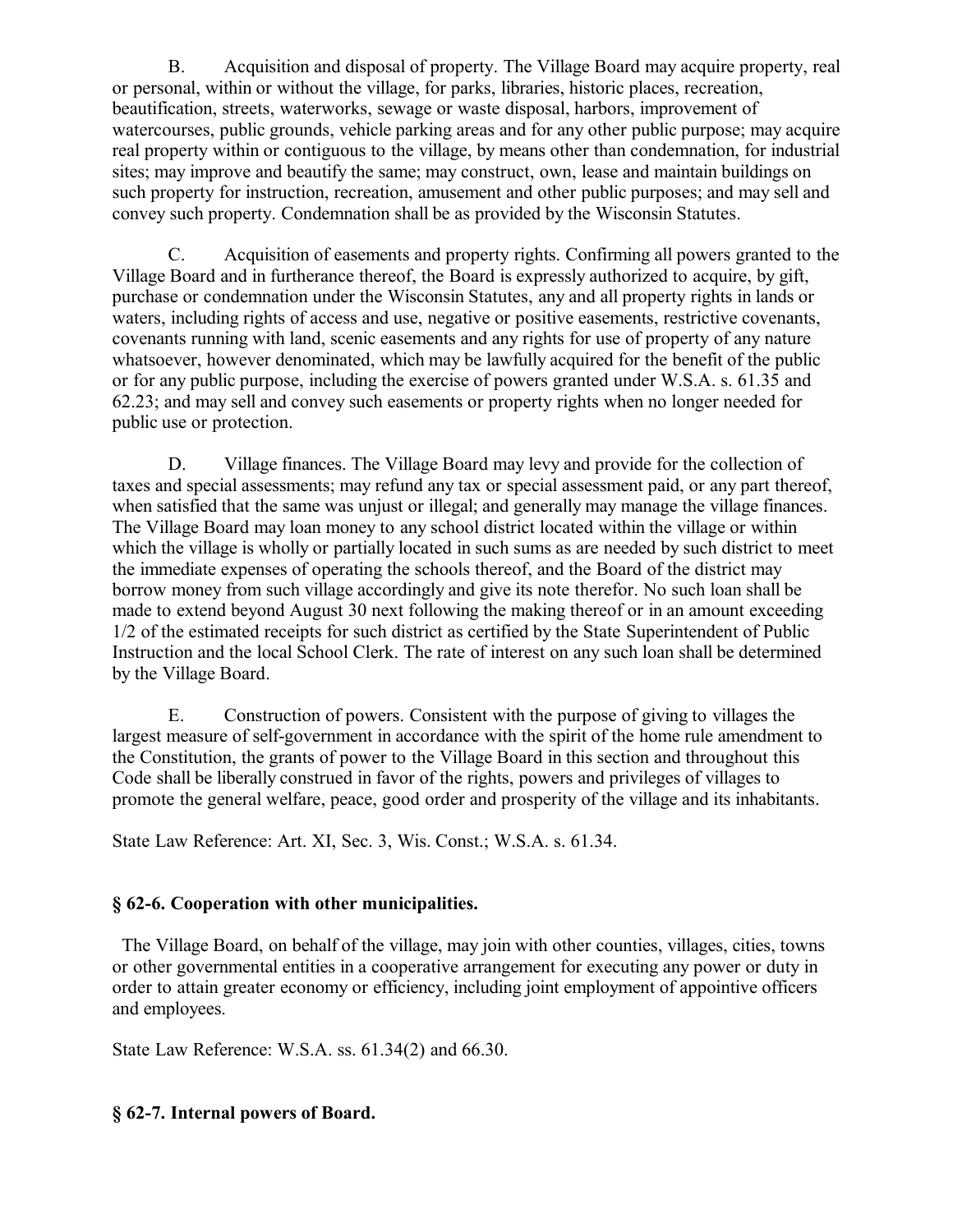B. Acquisition and disposal of property. The Village Board may acquire property, real or personal, within or without the village, for parks, libraries, historic places, recreation, beautification, streets, waterworks, sewage or waste disposal, harbors, improvement of watercourses, public grounds, vehicle parking areas and for any other public purpose; may acquire real property within or contiguous to the village, by means other than condemnation, for industrial sites; may improve and beautify the same; may construct, own, lease and maintain buildings on such property for instruction, recreation, amusement and other public purposes; and may sell and convey such property. Condemnation shall be as provided by the Wisconsin Statutes.

C. Acquisition of easements and property rights. Confirming all powers granted to the Village Board and in furtherance thereof, the Board is expressly authorized to acquire, by gift, purchase or condemnation under the Wisconsin Statutes, any and all property rights in lands or waters, including rights of access and use, negative or positive easements, restrictive covenants, covenants running with land, scenic easements and any rights for use of property of any nature whatsoever, however denominated, which may be lawfully acquired for the benefit of the public or for any public purpose, including the exercise of powers granted under W.S.A. s. 61.35 and 62.23; and may sell and convey such easements or property rights when no longer needed for public use or protection.

D. Village finances. The Village Board may levy and provide for the collection of taxes and special assessments; may refund any tax or special assessment paid, or any part thereof, when satisfied that the same was unjust or illegal; and generally may manage the village finances. The Village Board may loan money to any school district located within the village or within which the village is wholly or partially located in such sums as are needed by such district to meet the immediate expenses of operating the schools thereof, and the Board of the district may borrow money from such village accordingly and give its note therefor. No such loan shall be made to extend beyond August 30 next following the making thereof or in an amount exceeding 1/2 of the estimated receipts for such district as certified by the State Superintendent of Public Instruction and the local School Clerk. The rate of interest on any such loan shall be determined by the Village Board.

E. Construction of powers. Consistent with the purpose of giving to villages the largest measure of self-government in accordance with the spirit of the home rule amendment to the Constitution, the grants of power to the Village Board in this section and throughout this Code shall be liberally construed in favor of the rights, powers and privileges of villages to promote the general welfare, peace, good order and prosperity of the village and its inhabitants.

State Law Reference: Art. XI, Sec. 3, Wis. Const.; W.S.A. s. 61.34.

### § 62-6. Cooperation with other municipalities.

The Village Board, on behalf of the village, may join with other counties, villages, cities, towns or other governmental entities in a cooperative arrangement for executing any power or duty in order to attain greater economy or efficiency, including joint employment of appointive officers and employees.

State Law Reference: W.S.A. ss. 61.34(2) and 66.30.

### § 62-7. Internal powers of Board.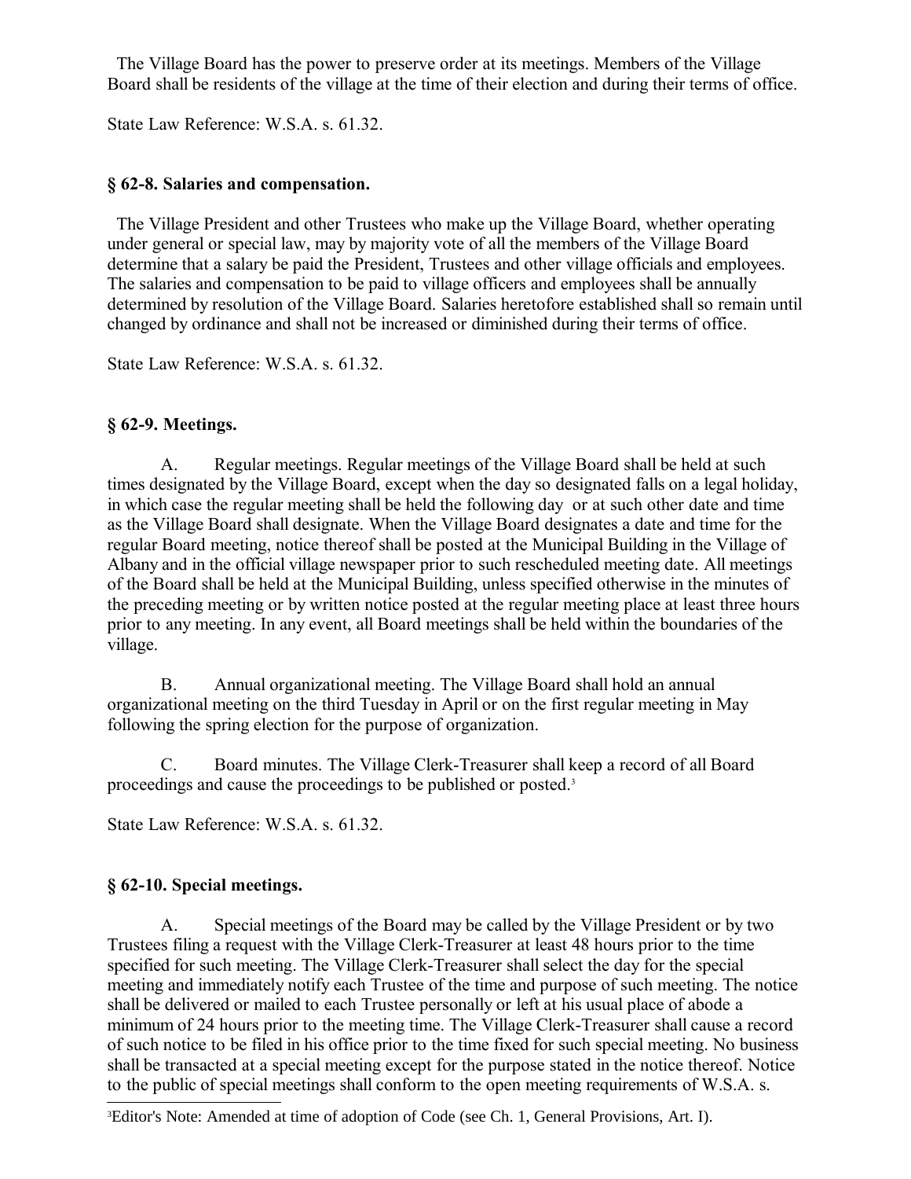The Village Board has the power to preserve order at its meetings. Members of the Village Board shall be residents of the village at the time of their election and during their terms of office.

State Law Reference: W.S.A. s. 61.32.

### § 62-8. Salaries and compensation.

The Village President and other Trustees who make up the Village Board, whether operating under general or special law, may by majority vote of all the members of the Village Board determine that a salary be paid the President, Trustees and other village officials and employees. The salaries and compensation to be paid to village officers and employees shall be annually determined by resolution of the Village Board. Salaries heretofore established shall so remain until changed by ordinance and shall not be increased or diminished during their terms of office.

State Law Reference: W.S.A. s. 61.32.

### § 62-9. Meetings.

A. Regular meetings. Regular meetings of the Village Board shall be held at such times designated by the Village Board, except when the day so designated falls on a legal holiday, in which case the regular meeting shall be held the following day or at such other date and time as the Village Board shall designate. When the Village Board designates a date and time for the regular Board meeting, notice thereof shall be posted at the Municipal Building in the Village of Albany and in the official village newspaper prior to such rescheduled meeting date. All meetings of the Board shall be held at the Municipal Building, unless specified otherwise in the minutes of the preceding meeting or by written notice posted at the regular meeting place at least three hours prior to any meeting. In any event, all Board meetings shall be held within the boundaries of the village.

B. Annual organizational meeting. The Village Board shall hold an annual organizational meeting on the third Tuesday in April or on the first regular meeting in May following the spring election for the purpose of organization.

C. Board minutes. The Village Clerk-Treasurer shall keep a record of all Board proceedings and cause the proceedings to be published or posted.[3]

State Law Reference: W.S.A. s. 61.32.

### § 62-10. Special meetings.

A. Special meetings of the Board may be called by the Village President or by two Trustees filing a request with the Village Clerk-Treasurer at least 48 hours prior to the time specified for such meeting. The Village Clerk-Treasurer shall select the day for the special meeting and immediately notify each Trustee of the time and purpose of such meeting. The notice shall be delivered or mailed to each Trustee personally or left at his usual place of abode a minimum of 24 hours prior to the meeting time. The Village Clerk-Treasurer shall cause a record of such notice to be filed in his office prior to the time fixed for such special meeting. No business shall be transacted at a special meeting except for the purpose stated in the notice thereof. Notice to the public of special meetings shall conform to the open meeting requirements of W.S.A. s.

[3] Editor's Note: Amended at time of adoption of Code (see Ch. 1, General Provisions, Art. I).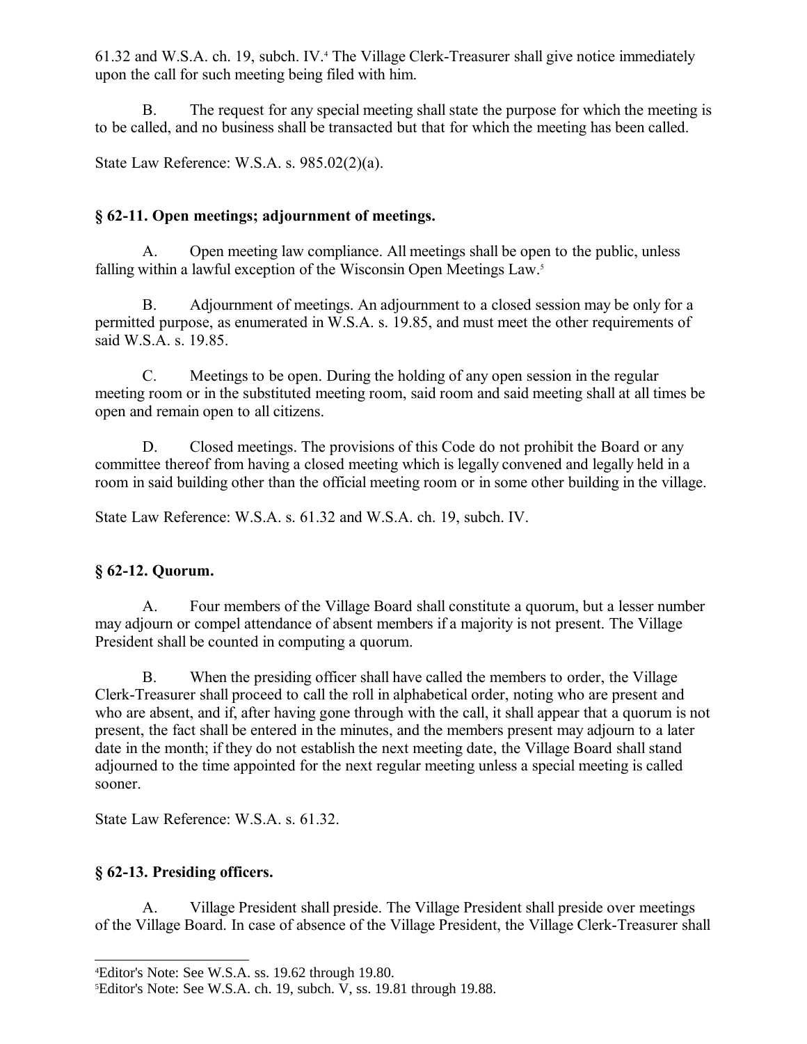61.32 and W.S.A. ch. 19, subch. IV.[4] The Village Clerk-Treasurer shall give notice immediately upon the call for such meeting being filed with him.

B. The request for any special meeting shall state the purpose for which the meeting is to be called, and no business shall be transacted but that for which the meeting has been called.

State Law Reference: W.S.A. s. 985.02(2)(a).

### § 62-11. Open meetings; adjournment of meetings.

A. Open meeting law compliance. All meetings shall be open to the public, unless falling within a lawful exception of the Wisconsin Open Meetings Law.[5]

B. Adjournment of meetings. An adjournment to a closed session may be only for a permitted purpose, as enumerated in W.S.A. s. 19.85, and must meet the other requirements of said W.S.A. s. 19.85.

C. Meetings to be open. During the holding of any open session in the regular meeting room or in the substituted meeting room, said room and said meeting shall at all times be open and remain open to all citizens.

D. Closed meetings. The provisions of this Code do not prohibit the Board or any committee thereof from having a closed meeting which is legally convened and legally held in a room in said building other than the official meeting room or in some other building in the village.

State Law Reference: W.S.A. s. 61.32 and W.S.A. ch. 19, subch. IV.

### § 62-12. Quorum.

A. Four members of the Village Board shall constitute a quorum, but a lesser number may adjourn or compel attendance of absent members if a majority is not present. The Village President shall be counted in computing a quorum.

B. When the presiding officer shall have called the members to order, the Village Clerk-Treasurer shall proceed to call the roll in alphabetical order, noting who are present and who are absent, and if, after having gone through with the call, it shall appear that a quorum is not present, the fact shall be entered in the minutes, and the members present may adjourn to a later date in the month; if they do not establish the next meeting date, the Village Board shall stand adjourned to the time appointed for the next regular meeting unless a special meeting is called sooner.

State Law Reference: W.S.A. s. 61.32.

### § 62-13. Presiding officers.

A. Village President shall preside. The Village President shall preside over meetings of the Village Board. In case of absence of the Village President, the Village Clerk-Treasurer shall

---

[4] Editor's Note: See W.S.A. ss. 19.62 through 19.80.

[5] Editor's Note: See W.S.A. ch. 19, subch. V, ss. 19.81 through 19.88.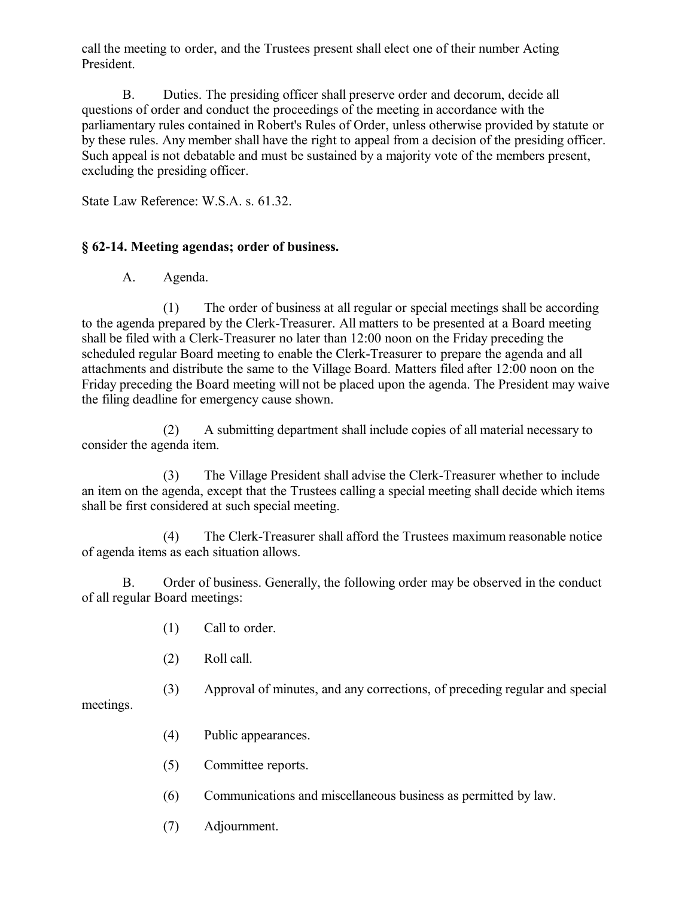call the meeting to order, and the Trustees present shall elect one of their number Acting President.

B. Duties. The presiding officer shall preserve order and decorum, decide all questions of order and conduct the proceedings of the meeting in accordance with the parliamentary rules contained in Robert's Rules of Order, unless otherwise provided by statute or by these rules. Any member shall have the right to appeal from a decision of the presiding officer. Such appeal is not debatable and must be sustained by a majority vote of the members present, excluding the presiding officer.

State Law Reference: W.S.A. s. 61.32.

### § 62-14. Meeting agendas; order of business.

A. Agenda.

(1) The order of business at all regular or special meetings shall be according to the agenda prepared by the Clerk-Treasurer. All matters to be presented at a Board meeting shall be filed with a Clerk-Treasurer no later than 12:00 noon on the Friday preceding the scheduled regular Board meeting to enable the Clerk-Treasurer to prepare the agenda and all attachments and distribute the same to the Village Board. Matters filed after 12:00 noon on the Friday preceding the Board meeting will not be placed upon the agenda. The President may waive the filing deadline for emergency cause shown.

(2) A submitting department shall include copies of all material necessary to consider the agenda item.

(3) The Village President shall advise the Clerk-Treasurer whether to include an item on the agenda, except that the Trustees calling a special meeting shall decide which items shall be first considered at such special meeting.

(4) The Clerk-Treasurer shall afford the Trustees maximum reasonable notice of agenda items as each situation allows.

B. Order of business. Generally, the following order may be observed in the conduct of all regular Board meetings:

(1) Call to order.

(2) Roll call.

(3) Approval of minutes, and any corrections, of preceding regular and special meetings.

(4) Public appearances.

(5) Committee reports.

(6) Communications and miscellaneous business as permitted by law.

(7) Adjournment.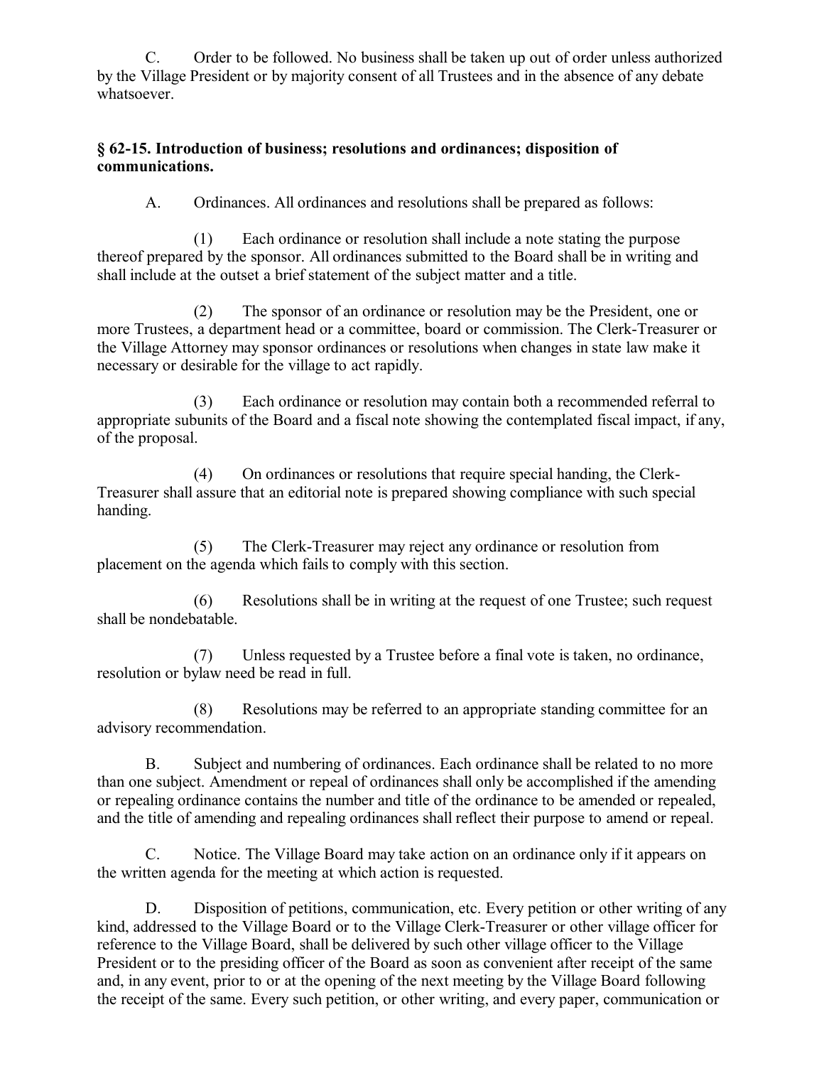C. Order to be followed. No business shall be taken up out of order unless authorized by the Village President or by majority consent of all Trustees and in the absence of any debate whatsoever.

### § 62-15. Introduction of business; resolutions and ordinances; disposition of communications.

A. Ordinances. All ordinances and resolutions shall be prepared as follows:

(1) Each ordinance or resolution shall include a note stating the purpose thereof prepared by the sponsor. All ordinances submitted to the Board shall be in writing and shall include at the outset a brief statement of the subject matter and a title.

(2) The sponsor of an ordinance or resolution may be the President, one or more Trustees, a department head or a committee, board or commission. The Clerk-Treasurer or the Village Attorney may sponsor ordinances or resolutions when changes in state law make it necessary or desirable for the village to act rapidly.

(3) Each ordinance or resolution may contain both a recommended referral to appropriate subunits of the Board and a fiscal note showing the contemplated fiscal impact, if any, of the proposal.

(4) On ordinances or resolutions that require special handing, the Clerk-Treasurer shall assure that an editorial note is prepared showing compliance with such special handing.

(5) The Clerk-Treasurer may reject any ordinance or resolution from placement on the agenda which fails to comply with this section.

(6) Resolutions shall be in writing at the request of one Trustee; such request shall be nondebatable.

(7) Unless requested by a Trustee before a final vote is taken, no ordinance, resolution or bylaw need be read in full.

(8) Resolutions may be referred to an appropriate standing committee for an advisory recommendation.

B. Subject and numbering of ordinances. Each ordinance shall be related to no more than one subject. Amendment or repeal of ordinances shall only be accomplished if the amending or repealing ordinance contains the number and title of the ordinance to be amended or repealed, and the title of amending and repealing ordinances shall reflect their purpose to amend or repeal.

C. Notice. The Village Board may take action on an ordinance only if it appears on the written agenda for the meeting at which action is requested.

D. Disposition of petitions, communication, etc. Every petition or other writing of any kind, addressed to the Village Board or to the Village Clerk-Treasurer or other village officer for reference to the Village Board, shall be delivered by such other village officer to the Village President or to the presiding officer of the Board as soon as convenient after receipt of the same and, in any event, prior to or at the opening of the next meeting by the Village Board following the receipt of the same. Every such petition, or other writing, and every paper, communication or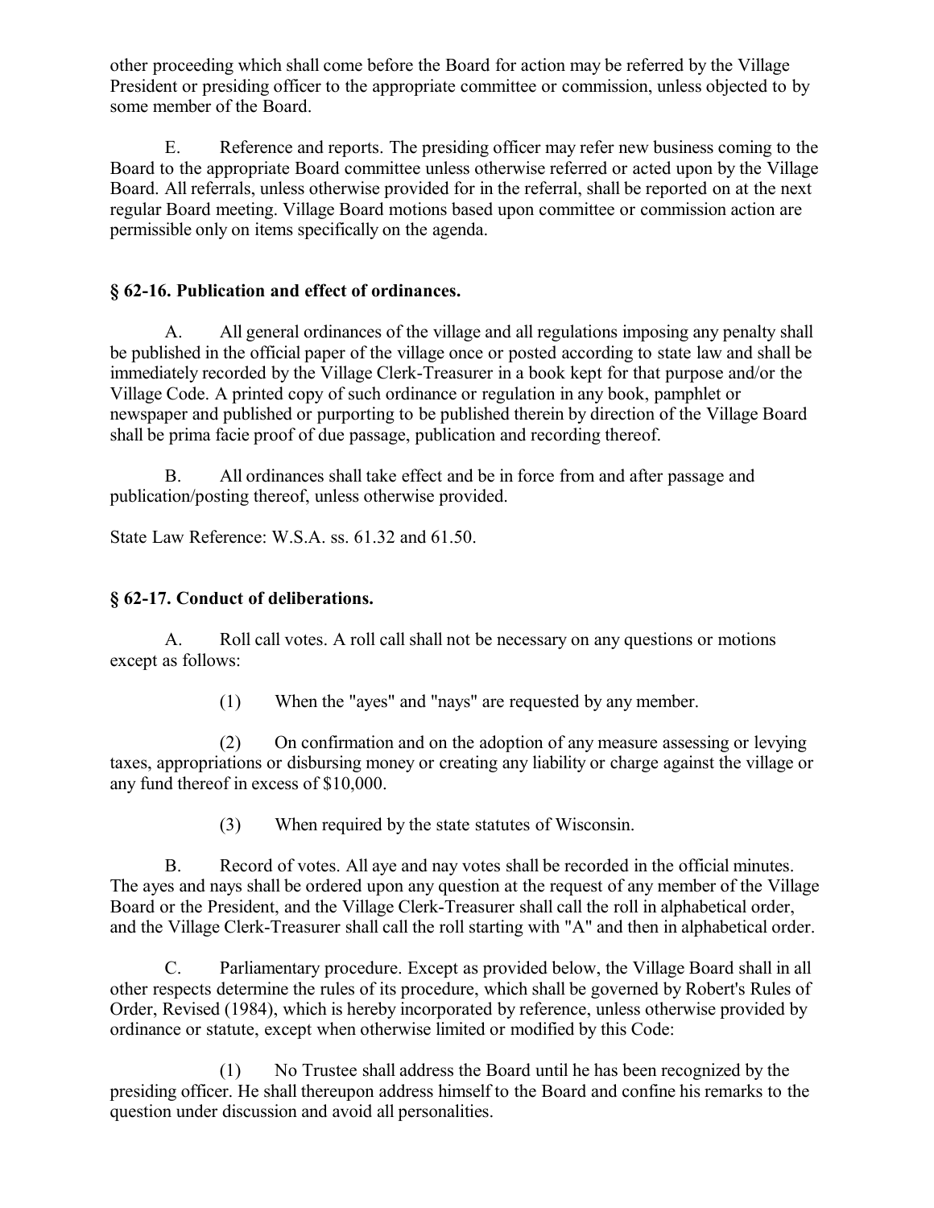other proceeding which shall come before the Board for action may be referred by the Village President or presiding officer to the appropriate committee or commission, unless objected to by some member of the Board.

E. Reference and reports. The presiding officer may refer new business coming to the Board to the appropriate Board committee unless otherwise referred or acted upon by the Village Board. All referrals, unless otherwise provided for in the referral, shall be reported on at the next regular Board meeting. Village Board motions based upon committee or commission action are permissible only on items specifically on the agenda.

### § 62-16. Publication and effect of ordinances.

A. All general ordinances of the village and all regulations imposing any penalty shall be published in the official paper of the village once or posted according to state law and shall be immediately recorded by the Village Clerk-Treasurer in a book kept for that purpose and/or the Village Code. A printed copy of such ordinance or regulation in any book, pamphlet or newspaper and published or purporting to be published therein by direction of the Village Board shall be prima facie proof of due passage, publication and recording thereof.

B. All ordinances shall take effect and be in force from and after passage and publication/posting thereof, unless otherwise provided.

State Law Reference: W.S.A. ss. 61.32 and 61.50.

### § 62-17. Conduct of deliberations.

A. Roll call votes. A roll call shall not be necessary on any questions or motions except as follows:

(1) When the "ayes" and "nays" are requested by any member.

(2) On confirmation and on the adoption of any measure assessing or levying taxes, appropriations or disbursing money or creating any liability or charge against the village or any fund thereof in excess of $10,000.

(3) When required by the state statutes of Wisconsin.

B. Record of votes. All aye and nay votes shall be recorded in the official minutes. The ayes and nays shall be ordered upon any question at the request of any member of the Village Board or the President, and the Village Clerk-Treasurer shall call the roll in alphabetical order, and the Village Clerk-Treasurer shall call the roll starting with "A" and then in alphabetical order.

C. Parliamentary procedure. Except as provided below, the Village Board shall in all other respects determine the rules of its procedure, which shall be governed by Robert's Rules of Order, Revised (1984), which is hereby incorporated by reference, unless otherwise provided by ordinance or statute, except when otherwise limited or modified by this Code:

(1) No Trustee shall address the Board until he has been recognized by the presiding officer. He shall thereupon address himself to the Board and confine his remarks to the question under discussion and avoid all personalities.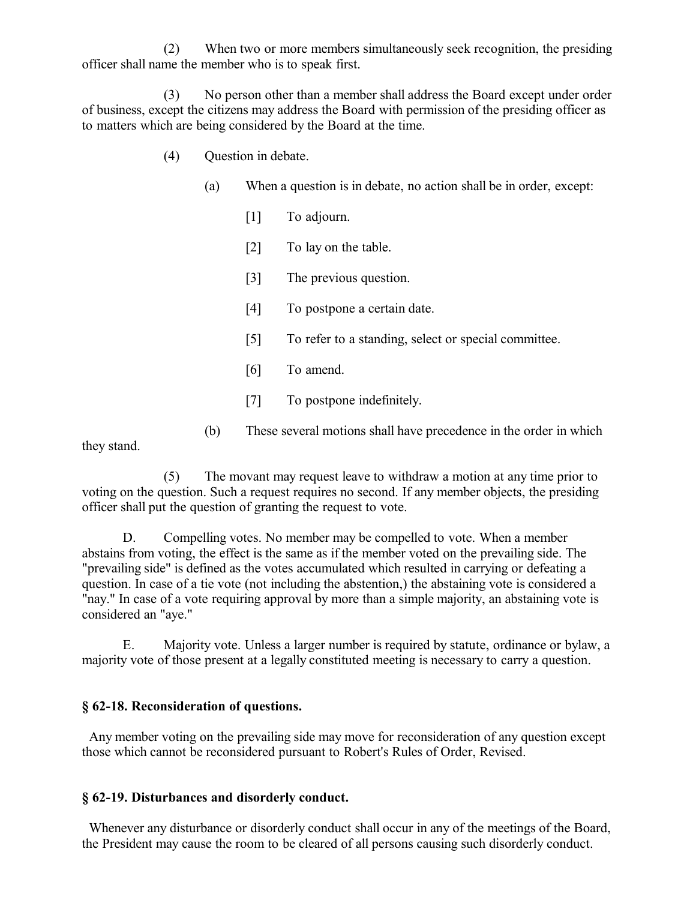(2) When two or more members simultaneously seek recognition, the presiding officer shall name the member who is to speak first.

(3) No person other than a member shall address the Board except under order of business, except the citizens may address the Board with permission of the presiding officer as to matters which are being considered by the Board at the time.

(4) Question in debate.

(a) When a question is in debate, no action shall be in order, except:

[1] To adjourn.

[2] To lay on the table.

[3] The previous question.

[4] To postpone a certain date.

[5] To refer to a standing, select or special committee.

[6] To amend.

[7] To postpone indefinitely.

(b) These several motions shall have precedence in the order in which they stand.

(5) The movant may request leave to withdraw a motion at any time prior to voting on the question. Such a request requires no second. If any member objects, the presiding officer shall put the question of granting the request to vote.

D. Compelling votes. No member may be compelled to vote. When a member abstains from voting, the effect is the same as if the member voted on the prevailing side. The "prevailing side" is defined as the votes accumulated which resulted in carrying or defeating a question. In case of a tie vote (not including the abstention,) the abstaining vote is considered a "nay." In case of a vote requiring approval by more than a simple majority, an abstaining vote is considered an "aye."

E. Majority vote. Unless a larger number is required by statute, ordinance or bylaw, a majority vote of those present at a legally constituted meeting is necessary to carry a question.

### § 62-18. Reconsideration of questions.

Any member voting on the prevailing side may move for reconsideration of any question except those which cannot be reconsidered pursuant to Robert's Rules of Order, Revised.

### § 62-19. Disturbances and disorderly conduct.

Whenever any disturbance or disorderly conduct shall occur in any of the meetings of the Board, the President may cause the room to be cleared of all persons causing such disorderly conduct.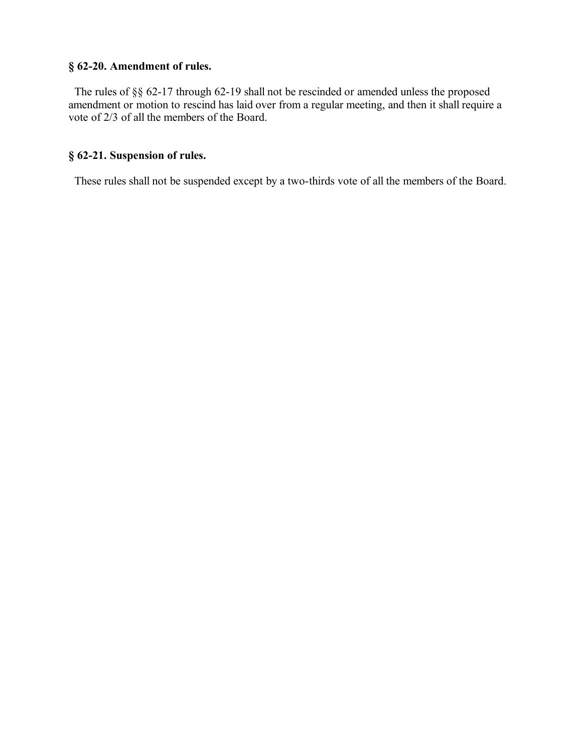### § 62-20. Amendment of rules.

The rules of §§ 62-17 through 62-19 shall not be rescinded or amended unless the proposed amendment or motion to rescind has laid over from a regular meeting, and then it shall require a vote of 2/3 of all the members of the Board.

### § 62-21. Suspension of rules.

These rules shall not be suspended except by a two-thirds vote of all the members of the Board.